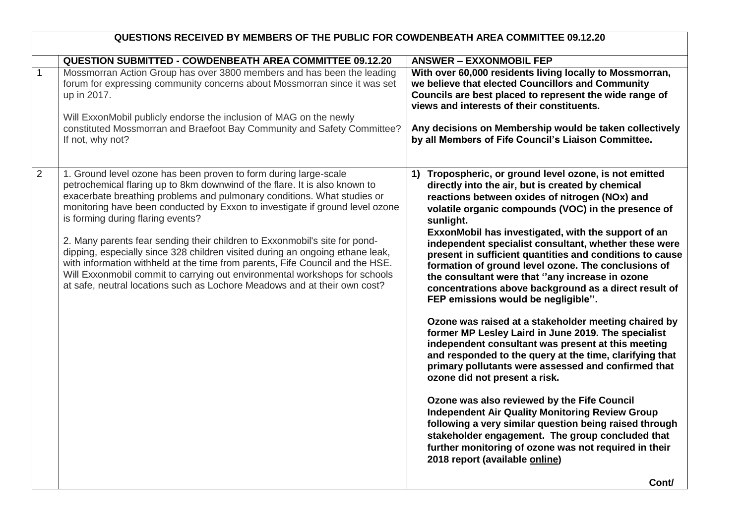| QUESTIONS RECEIVED BY MEMBERS OF THE PUBLIC FOR COWDENBEATH AREA COMMITTEE 09.12.20 | | |
|---|---|---|
| | **QUESTION SUBMITTED - COWDENBEATH AREA COMMITTEE 09.12.20** | **ANSWER – EXXONMOBIL FEP** |
| 1 | Mossmorran Action Group has over 3800 members and has been the leading forum for expressing community concerns about Mossmorran since it was set up in 2017.<br><br>Will ExxonMobil publicly endorse the inclusion of MAG on the newly constituted Mossmorran and Braefoot Bay Community and Safety Committee? If not, why not? | **With over 60,000 residents living locally to Mossmorran, we believe that elected Councillors and Community Councils are best placed to represent the wide range of views and interests of their constituents.**<br><br>**Any decisions on Membership would be taken collectively by all Members of Fife Council's Liaison Committee.** |
| 2 | 1. Ground level ozone has been proven to form during large-scale petrochemical flaring up to 8km downwind of the flare. It is also known to exacerbate breathing problems and pulmonary conditions. What studies or monitoring have been conducted by Exxon to investigate if ground level ozone is forming during flaring events?<br><br>2. Many parents fear sending their children to Exxonmobil's site for pond-dipping, especially since 328 children visited during an ongoing ethane leak, with information withheld at the time from parents, Fife Council and the HSE. Will Exxonmobil commit to carrying out environmental workshops for schools at safe, neutral locations such as Lochore Meadows and at their own cost? | **1) Tropospheric, or ground level ozone, is not emitted directly into the air, but is created by chemical reactions between oxides of nitrogen (NOx) and volatile organic compounds (VOC) in the presence of sunlight.**<br>**ExxonMobil has investigated, with the support of an independent specialist consultant, whether these were present in sufficient quantities and conditions to cause formation of ground level ozone. The conclusions of the consultant were that ''any increase in ozone concentrations above background as a direct result of FEP emissions would be negligible''.**<br><br>**Ozone was raised at a stakeholder meeting chaired by former MP Lesley Laird in June 2019. The specialist independent consultant was present at this meeting and responded to the query at the time, clarifying that primary pollutants were assessed and confirmed that ozone did not present a risk.**<br><br>**Ozone was also reviewed by the Fife Council Independent Air Quality Monitoring Review Group following a very similar question being raised through stakeholder engagement. The group concluded that further monitoring of ozone was not required in their 2018 report (available online)**<br><br>**Cont/** |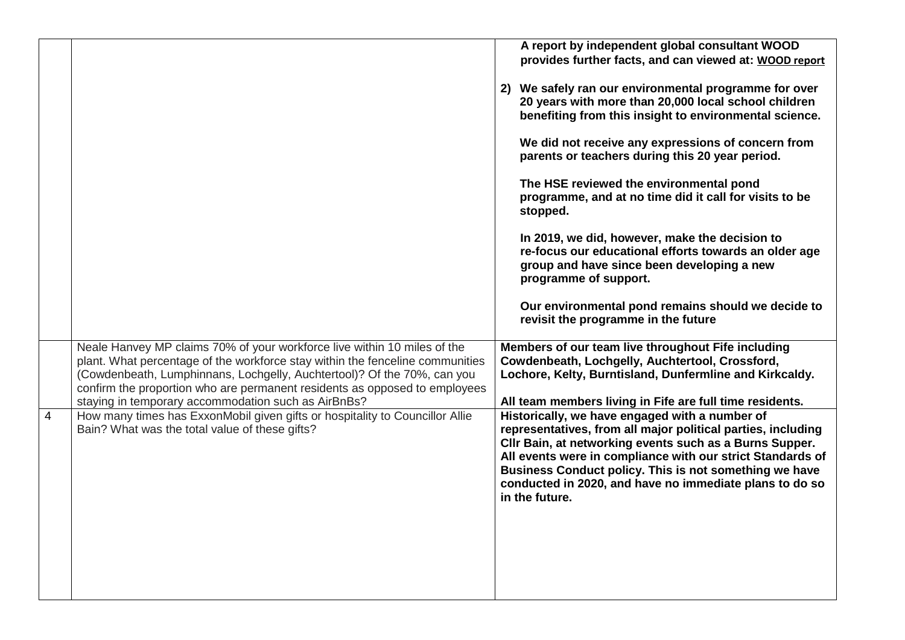| | | |
|---|---|---|
| | | **A report by independent global consultant WOOD provides further facts, and can viewed at: WOOD report**<br><br>**2) We safely ran our environmental programme for over 20 years with more than 20,000 local school children benefiting from this insight to environmental science.**<br><br>**We did not receive any expressions of concern from parents or teachers during this 20 year period.**<br><br>**The HSE reviewed the environmental pond programme, and at no time did it call for visits to be stopped.**<br><br>**In 2019, we did, however, make the decision to re-focus our educational efforts towards an older age group and have since been developing a new programme of support.**<br><br>**Our environmental pond remains should we decide to revisit the programme in the future** |
| | Neale Hanvey MP claims 70% of your workforce live within 10 miles of the plant. What percentage of the workforce stay within the fenceline communities (Cowdenbeath, Lumphinnans, Lochgelly, Auchtertool)? Of the 70%, can you confirm the proportion who are permanent residents as opposed to employees staying in temporary accommodation such as AirBnBs? | **Members of our team live throughout Fife including Cowdenbeath, Lochgelly, Auchtertool, Crossford, Lochore, Kelty, Burntisland, Dunfermline and Kirkcaldy.**<br><br>**All team members living in Fife are full time residents.** |
| 4 | How many times has ExxonMobil given gifts or hospitality to Councillor Allie Bain? What was the total value of these gifts? | **Historically, we have engaged with a number of representatives, from all major political parties, including Cllr Bain, at networking events such as a Burns Supper. All events were in compliance with our strict Standards of Business Conduct policy. This is not something we have conducted in 2020, and have no immediate plans to do so in the future.** |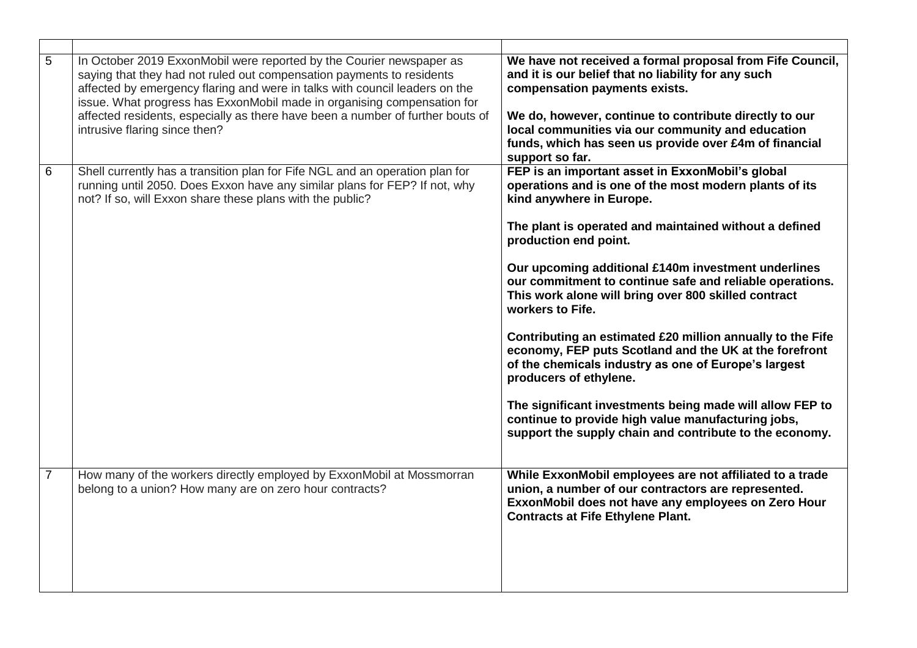| | | |
|---|---|---|
| 5 | In October 2019 ExxonMobil were reported by the Courier newspaper as saying that they had not ruled out compensation payments to residents affected by emergency flaring and were in talks with council leaders on the issue. What progress has ExxonMobil made in organising compensation for affected residents, especially as there have been a number of further bouts of intrusive flaring since then? | **We have not received a formal proposal from Fife Council, and it is our belief that no liability for any such compensation payments exists.**<br><br>**We do, however, continue to contribute directly to our local communities via our community and education funds, which has seen us provide over £4m of financial support so far.** |
| 6 | Shell currently has a transition plan for Fife NGL and an operation plan for running until 2050. Does Exxon have any similar plans for FEP? If not, why not? If so, will Exxon share these plans with the public? | **FEP is an important asset in ExxonMobil's global operations and is one of the most modern plants of its kind anywhere in Europe.**<br><br>**The plant is operated and maintained without a defined production end point.**<br><br>**Our upcoming additional £140m investment underlines our commitment to continue safe and reliable operations. This work alone will bring over 800 skilled contract workers to Fife.**<br><br>**Contributing an estimated £20 million annually to the Fife economy, FEP puts Scotland and the UK at the forefront of the chemicals industry as one of Europe's largest producers of ethylene.**<br><br>**The significant investments being made will allow FEP to continue to provide high value manufacturing jobs, support the supply chain and contribute to the economy.** |
| 7 | How many of the workers directly employed by ExxonMobil at Mossmorran belong to a union? How many are on zero hour contracts? | **While ExxonMobil employees are not affiliated to a trade union, a number of our contractors are represented. ExxonMobil does not have any employees on Zero Hour Contracts at Fife Ethylene Plant.** |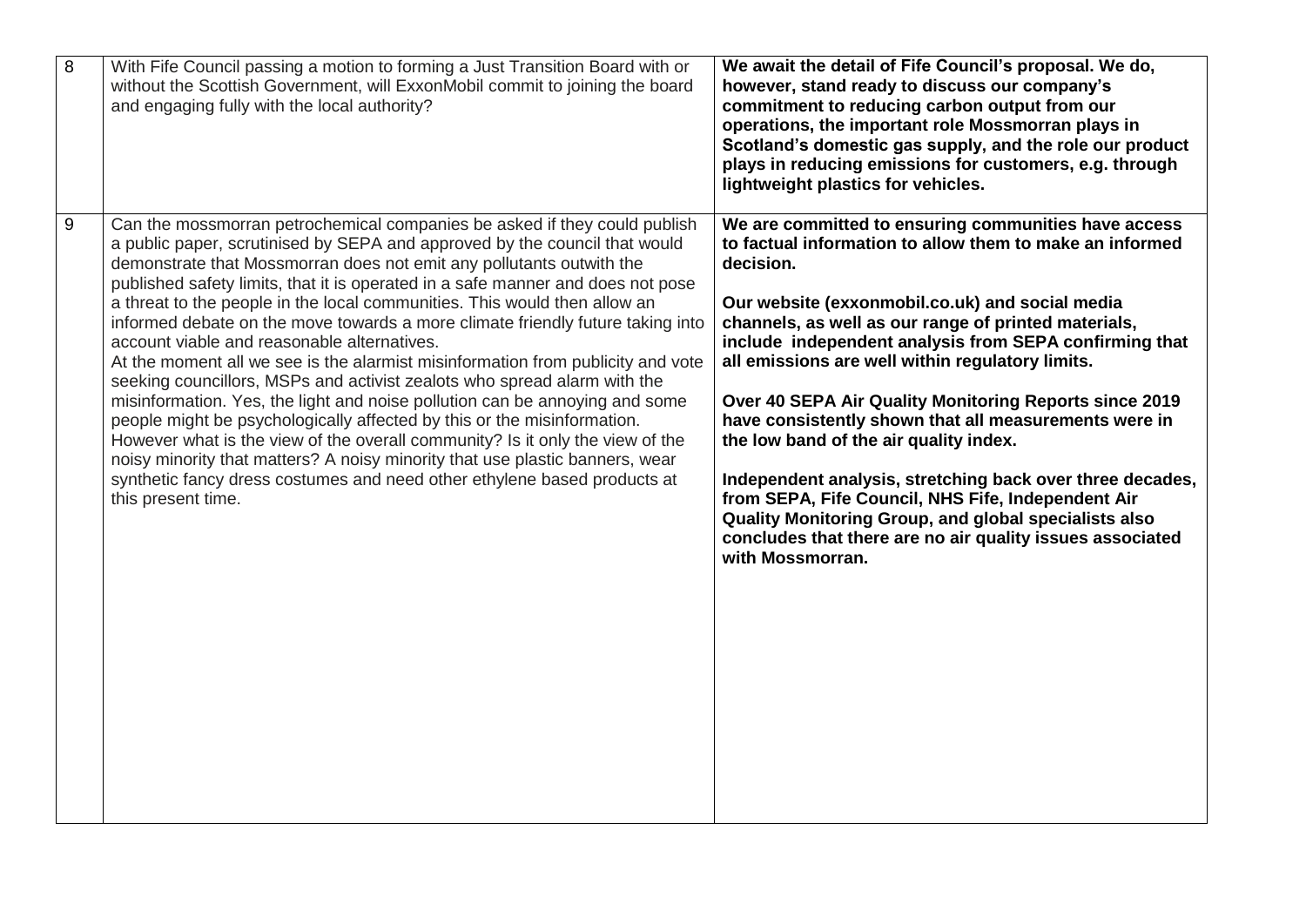| | | |
|---|---|---|
| 8 | With Fife Council passing a motion to forming a Just Transition Board with or without the Scottish Government, will ExxonMobil commit to joining the board and engaging fully with the local authority? | **We await the detail of Fife Council's proposal. We do, however, stand ready to discuss our company's commitment to reducing carbon output from our operations, the important role Mossmorran plays in Scotland's domestic gas supply, and the role our product plays in reducing emissions for customers, e.g. through lightweight plastics for vehicles.** |
| 9 | Can the mossmorran petrochemical companies be asked if they could publish a public paper, scrutinised by SEPA and approved by the council that would demonstrate that Mossmorran does not emit any pollutants outwith the published safety limits, that it is operated in a safe manner and does not pose a threat to the people in the local communities. This would then allow an informed debate on the move towards a more climate friendly future taking into account viable and reasonable alternatives.<br>At the moment all we see is the alarmist misinformation from publicity and vote seeking councillors, MSPs and activist zealots who spread alarm with the misinformation. Yes, the light and noise pollution can be annoying and some people might be psychologically affected by this or the misinformation. However what is the view of the overall community? Is it only the view of the noisy minority that matters? A noisy minority that use plastic banners, wear synthetic fancy dress costumes and need other ethylene based products at this present time. | **We are committed to ensuring communities have access to factual information to allow them to make an informed decision.**<br><br>**Our website (exxonmobil.co.uk) and social media channels, as well as our range of printed materials, include independent analysis from SEPA confirming that all emissions are well within regulatory limits.**<br><br>**Over 40 SEPA Air Quality Monitoring Reports since 2019 have consistently shown that all measurements were in the low band of the air quality index.**<br><br>**Independent analysis, stretching back over three decades, from SEPA, Fife Council, NHS Fife, Independent Air Quality Monitoring Group, and global specialists also concludes that there are no air quality issues associated with Mossmorran.** |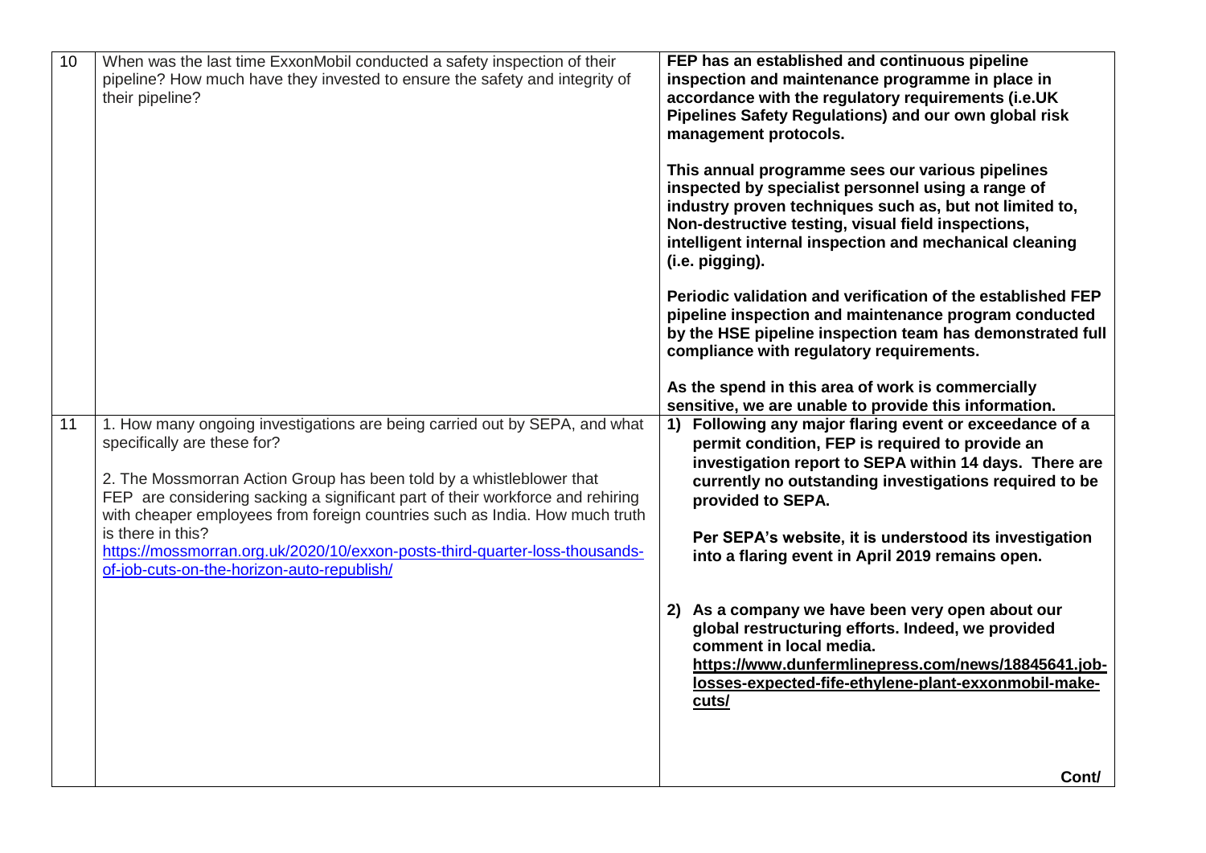| 10 | When was the last time ExxonMobil conducted a safety inspection of their pipeline? How much have they invested to ensure the safety and integrity of their pipeline? | **FEP has an established and continuous pipeline inspection and maintenance programme in place in accordance with the regulatory requirements (i.e.UK Pipelines Safety Regulations) and our own global risk management protocols.**<br><br>**This annual programme sees our various pipelines inspected by specialist personnel using a range of industry proven techniques such as, but not limited to, Non-destructive testing, visual field inspections, intelligent internal inspection and mechanical cleaning (i.e. pigging).**<br><br>**Periodic validation and verification of the established FEP pipeline inspection and maintenance program conducted by the HSE pipeline inspection team has demonstrated full compliance with regulatory requirements.**<br><br>**As the spend in this area of work is commercially sensitive, we are unable to provide this information.** |
|---|---|---|
| 11 | 1. How many ongoing investigations are being carried out by SEPA, and what specifically are these for?<br><br>2. The Mossmorran Action Group has been told by a whistleblower that FEP are considering sacking a significant part of their workforce and rehiring with cheaper employees from foreign countries such as India. How much truth is there in this?<br>https://mossmorran.org.uk/2020/10/exxon-posts-third-quarter-loss-thousands-of-job-cuts-on-the-horizon-auto-republish/ | **1) Following any major flaring event or exceedance of a permit condition, FEP is required to provide an investigation report to SEPA within 14 days. There are currently no outstanding investigations required to be provided to SEPA.**<br><br>**Per SEPA's website, it is understood its investigation into a flaring event in April 2019 remains open.**<br><br>**2) As a company we have been very open about our global restructuring efforts. Indeed, we provided comment in local media.**<br>**https://www.dunfermlinepress.com/news/18845641.job-losses-expected-fife-ethylene-plant-exxonmobil-make-cuts/**<br><br>**Cont/** |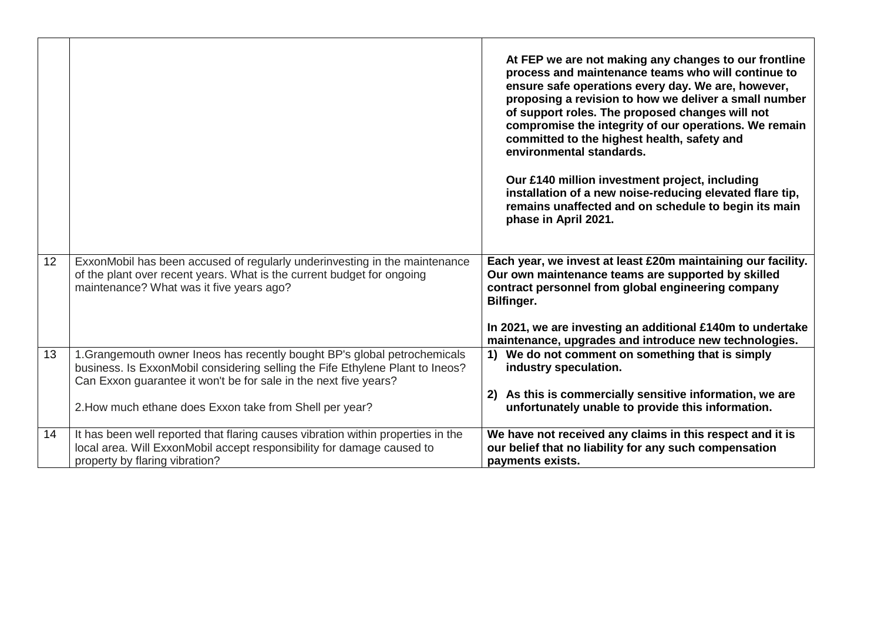| | | |
|---|---|---|
| | | **At FEP we are not making any changes to our frontline process and maintenance teams who will continue to ensure safe operations every day. We are, however, proposing a revision to how we deliver a small number of support roles. The proposed changes will not compromise the integrity of our operations. We remain committed to the highest health, safety and environmental standards.**<br><br>**Our £140 million investment project, including installation of a new noise-reducing elevated flare tip, remains unaffected and on schedule to begin its main phase in April 2021.** |
| 12 | ExxonMobil has been accused of regularly underinvesting in the maintenance of the plant over recent years. What is the current budget for ongoing maintenance? What was it five years ago? | **Each year, we invest at least £20m maintaining our facility. Our own maintenance teams are supported by skilled contract personnel from global engineering company Bilfinger.**<br><br>**In 2021, we are investing an additional £140m to undertake maintenance, upgrades and introduce new technologies.** |
| 13 | 1.Grangemouth owner Ineos has recently bought BP's global petrochemicals business. Is ExxonMobil considering selling the Fife Ethylene Plant to Ineos? Can Exxon guarantee it won't be for sale in the next five years?<br><br>2.How much ethane does Exxon take from Shell per year? | **1) We do not comment on something that is simply industry speculation.**<br><br>**2) As this is commercially sensitive information, we are unfortunately unable to provide this information.** |
| 14 | It has been well reported that flaring causes vibration within properties in the local area. Will ExxonMobil accept responsibility for damage caused to property by flaring vibration? | **We have not received any claims in this respect and it is our belief that no liability for any such compensation payments exists.** |